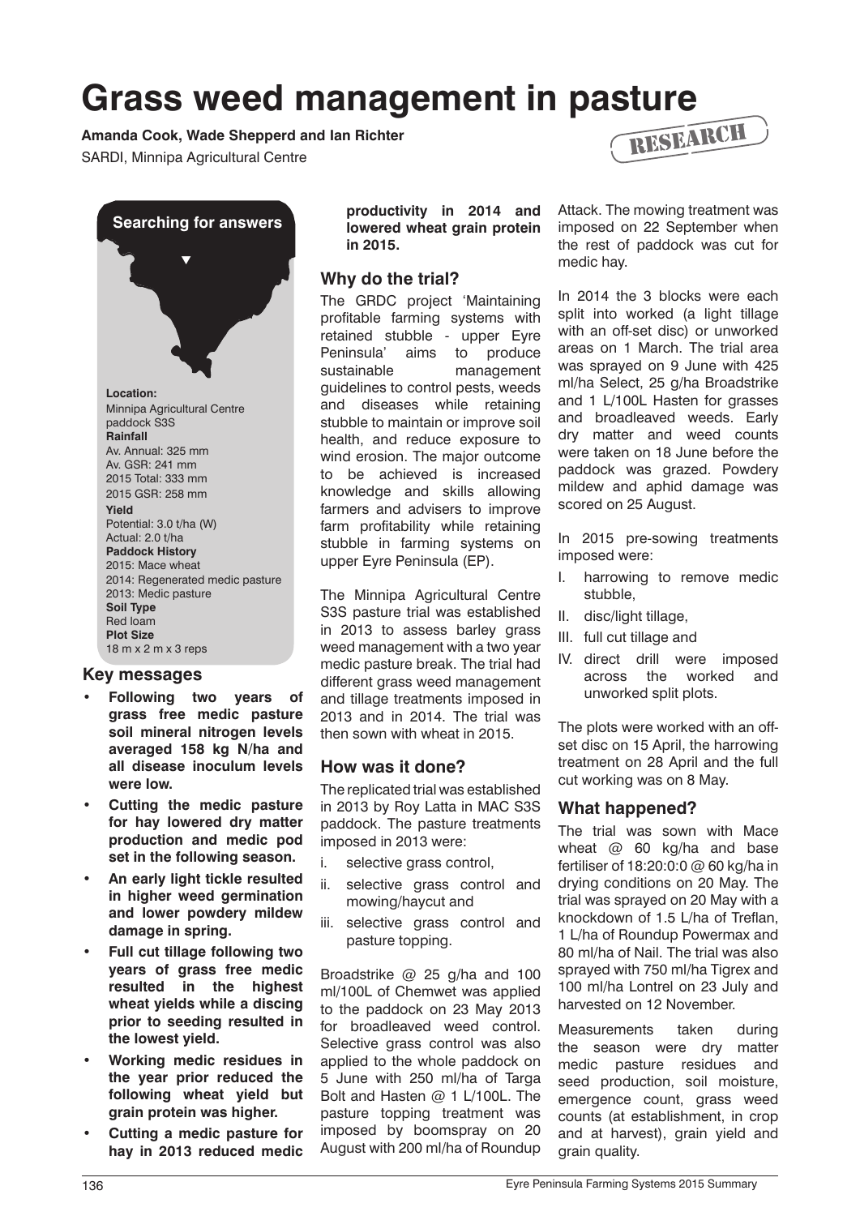# Grass weed management in pasture

**Amanda Cook, Wade Shepperd and Ian Richter**

SARDI, Minnipa Agricultural Centre

RESEARCH

**Searching for answers**

**Location:**
Minnipa Agricultural Centre paddock S3S

**Rainfall**
Av. Annual: 325 mm
Av. GSR: 241 mm
2015 Total: 333 mm
2015 GSR: 258 mm

**Yield**
Potential: 3.0 t/ha (W)
Actual: 2.0 t/ha

**Paddock History**
2015: Mace wheat
2014: Regenerated medic pasture
2013: Medic pasture

**Soil Type**
Red loam

**Plot Size**
18 m x 2 m x 3 reps

## Key messages

- **Following two years of grass free medic pasture soil mineral nitrogen levels averaged 158 kg N/ha and all disease inoculum levels were low.**
- **Cutting the medic pasture for hay lowered dry matter production and medic pod set in the following season.**
- **An early light tickle resulted in higher weed germination and lower powdery mildew damage in spring.**
- **Full cut tillage following two years of grass free medic resulted in the highest wheat yields while a discing prior to seeding resulted in the lowest yield.**
- **Working medic residues in the year prior reduced the following wheat yield but grain protein was higher.**
- **Cutting a medic pasture for hay in 2013 reduced medic productivity in 2014 and lowered wheat grain protein in 2015.**

## Why do the trial?

The GRDC project 'Maintaining profitable farming systems with retained stubble - upper Eyre Peninsula' aims to produce sustainable management guidelines to control pests, weeds and diseases while retaining stubble to maintain or improve soil health, and reduce exposure to wind erosion. The major outcome to be achieved is increased knowledge and skills allowing farmers and advisers to improve farm profitability while retaining stubble in farming systems on upper Eyre Peninsula (EP).

The Minnipa Agricultural Centre S3S pasture trial was established in 2013 to assess barley grass weed management with a two year medic pasture break. The trial had different grass weed management and tillage treatments imposed in 2013 and in 2014. The trial was then sown with wheat in 2015.

## How was it done?

The replicated trial was established in 2013 by Roy Latta in MAC S3S paddock. The pasture treatments imposed in 2013 were:

i. selective grass control,
ii. selective grass control and mowing/haycut and
iii. selective grass control and pasture topping.

Broadstrike @ 25 g/ha and 100 ml/100L of Chemwet was applied to the paddock on 23 May 2013 for broadleaved weed control. Selective grass control was also applied to the whole paddock on 5 June with 250 ml/ha of Targa Bolt and Hasten @ 1 L/100L. The pasture topping treatment was imposed by boomspray on 20 August with 200 ml/ha of Roundup Attack. The mowing treatment was imposed on 22 September when the rest of paddock was cut for medic hay.

In 2014 the 3 blocks were each split into worked (a light tillage with an off-set disc) or unworked areas on 1 March. The trial area was sprayed on 9 June with 425 ml/ha Select, 25 g/ha Broadstrike and 1 L/100L Hasten for grasses and broadleaved weeds. Early dry matter and weed counts were taken on 18 June before the paddock was grazed. Powdery mildew and aphid damage was scored on 25 August.

In 2015 pre-sowing treatments imposed were:

I. harrowing to remove medic stubble,
II. disc/light tillage,
III. full cut tillage and
IV. direct drill were imposed across the worked and unworked split plots.

The plots were worked with an off-set disc on 15 April, the harrowing treatment on 28 April and the full cut working was on 8 May.

## What happened?

The trial was sown with Mace wheat @ 60 kg/ha and base fertiliser of 18:20:0:0 @ 60 kg/ha in drying conditions on 20 May. The trial was sprayed on 20 May with a knockdown of 1.5 L/ha of Treflan, 1 L/ha of Roundup Powermax and 80 ml/ha of Nail. The trial was also sprayed with 750 ml/ha Tigrex and 100 ml/ha Lontrel on 23 July and harvested on 12 November.

Measurements taken during the season were dry matter medic pasture residues and seed production, soil moisture, emergence count, grass weed counts (at establishment, in crop and at harvest), grain yield and grain quality.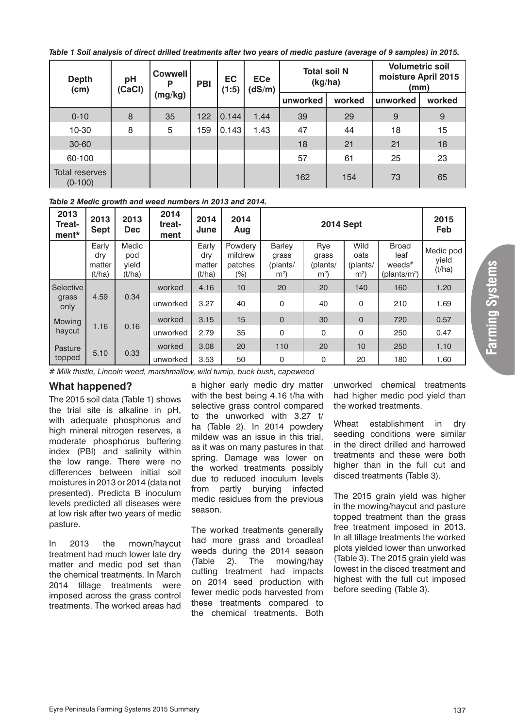*Table 1 Soil analysis of direct drilled treatments after two years of medic pasture (average of 9 samples) in 2015.*

| Depth (cm) | pH (CaCl) | Cowwell P (mg/kg) | PBI | EC (1:5) | ECe (dS/m) | Total soil N (kg/ha) | | Volumetric soil moisture April 2015 (mm) | |
|---|---|---|---|---|---|---|---|---|---|
| | | | | | | unworked | worked | unworked | worked |
| 0-10 | 8 | 35 | 122 | 0.144 | 1.44 | 39 | 29 | 9 | 9 |
| 10-30 | 8 | 5 | 159 | 0.143 | 1.43 | 47 | 44 | 18 | 15 |
| 30-60 | | | | | | 18 | 21 | 21 | 18 |
| 60-100 | | | | | | 57 | 61 | 25 | 23 |
| Total reserves (0-100) | | | | | | 162 | 154 | 73 | 65 |

*Table 2 Medic growth and weed numbers in 2013 and 2014.*

| 2013 Treatment* | 2013 Sept | 2013 Dec | 2014 treatment | 2014 June | 2014 Aug | 2014 Sept | | | | 2015 Feb |
|---|---|---|---|---|---|---|---|---|---|---|
| | Early dry matter (t/ha) | Medic pod yield (t/ha) | | Early dry matter (t/ha) | Powdery mildrew patches (%) | Barley grass (plants/ m²) | Rye grass (plants/ m²) | Wild oats (plants/ m²) | Broad leaf weeds# (plants/m²) | Medic pod yield (t/ha) |
| Selective grass only | 4.59 | 0.34 | worked | 4.16 | 10 | 20 | 20 | 140 | 160 | 1.20 |
| | | | unworked | 3.27 | 40 | 0 | 40 | 0 | 210 | 1.69 |
| Mowing haycut | 1.16 | 0.16 | worked | 3.15 | 15 | 0 | 30 | 0 | 720 | 0.57 |
| | | | unworked | 2.79 | 35 | 0 | 0 | 0 | 250 | 0.47 |
| Pasture topped | 5.10 | 0.33 | worked | 3.08 | 20 | 110 | 20 | 10 | 250 | 1.10 |
| | | | unworked | 3.53 | 50 | 0 | 0 | 20 | 180 | 1.60 |

*# Milk thistle, Lincoln weed, marshmallow, wild turnip, buck bush, capeweed*

## What happened?

The 2015 soil data (Table 1) shows the trial site is alkaline in pH, with adequate phosphorus and high mineral nitrogen reserves, a moderate phosphorus buffering index (PBI) and salinity within the low range. There were no differences between initial soil moistures in 2013 or 2014 (data not presented). Predicta B inoculum levels predicted all diseases were at low risk after two years of medic pasture.

In 2013 the mown/haycut treatment had much lower late dry matter and medic pod set than the chemical treatments. In March 2014 tillage treatments were imposed across the grass control treatments. The worked areas had a higher early medic dry matter with the best being 4.16 t/ha with selective grass control compared to the unworked with 3.27 t/ha (Table 2). In 2014 powdery mildew was an issue in this trial, as it was on many pastures in that spring. Damage was lower on the worked treatments possibly due to reduced inoculum levels from partly burying infected medic residues from the previous season.

The worked treatments generally had more grass and broadleaf weeds during the 2014 season (Table 2). The mowing/hay cutting treatment had impacts on 2014 seed production with fewer medic pods harvested from these treatments compared to the chemical treatments. Both unworked chemical treatments had higher medic pod yield than the worked treatments.

Wheat establishment in dry seeding conditions were similar in the direct drilled and harrowed treatments and these were both higher than in the full cut and disced treatments (Table 3).

The 2015 grain yield was higher in the mowing/haycut and pasture topped treatment than the grass free treatment imposed in 2013. In all tillage treatments the worked plots yielded lower than unworked (Table 3). The 2015 grain yield was lowest in the disced treatment and highest with the full cut imposed before seeding (Table 3).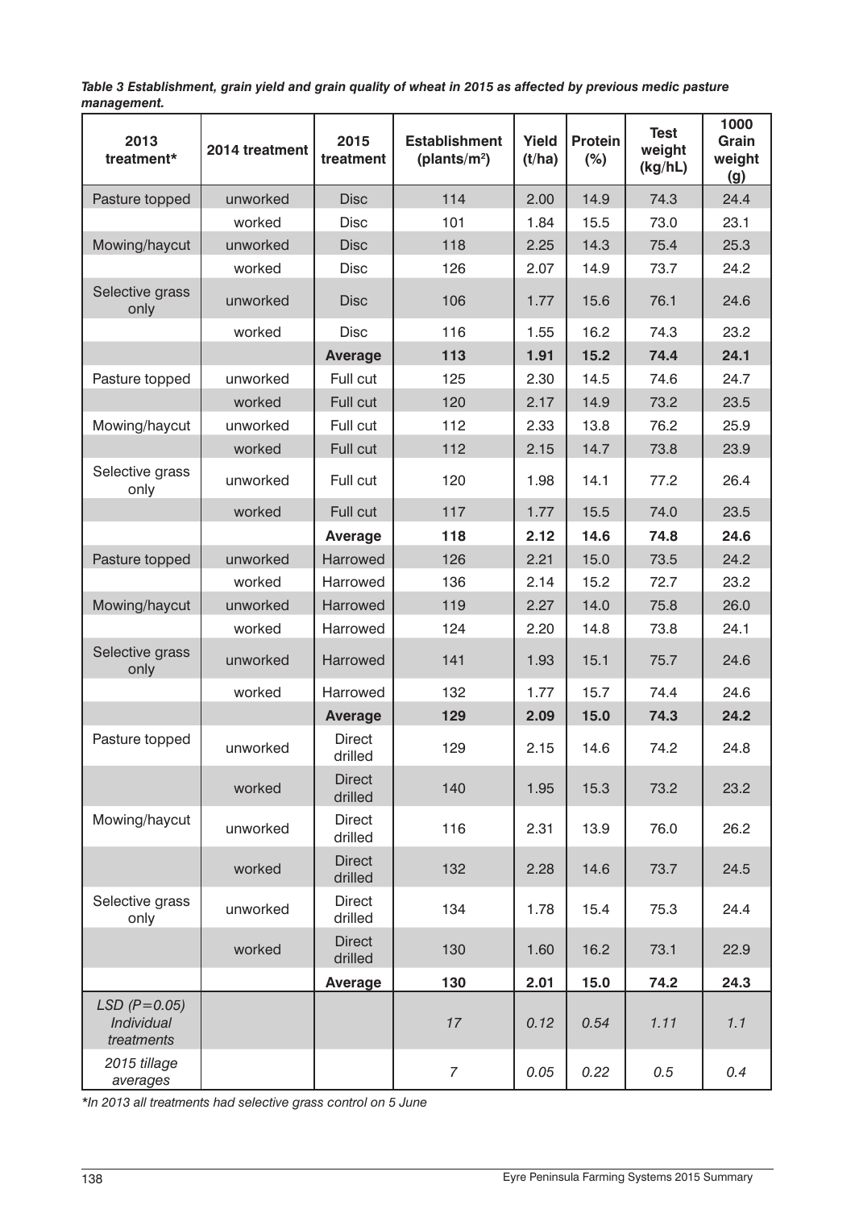*Table 3 Establishment, grain yield and grain quality of wheat in 2015 as affected by previous medic pasture management.*

| 2013 treatment* | 2014 treatment | 2015 treatment | Establishment (plants/m²) | Yield (t/ha) | Protein (%) | Test weight (kg/hL) | 1000 Grain weight (g) |
|---|---|---|---|---|---|---|---|
| Pasture topped | unworked | Disc | 114 | 2.00 | 14.9 | 74.3 | 24.4 |
| | worked | Disc | 101 | 1.84 | 15.5 | 73.0 | 23.1 |
| Mowing/haycut | unworked | Disc | 118 | 2.25 | 14.3 | 75.4 | 25.3 |
| | worked | Disc | 126 | 2.07 | 14.9 | 73.7 | 24.2 |
| Selective grass only | unworked | Disc | 106 | 1.77 | 15.6 | 76.1 | 24.6 |
| | worked | Disc | 116 | 1.55 | 16.2 | 74.3 | 23.2 |
| | | **Average** | **113** | **1.91** | **15.2** | **74.4** | **24.1** |
| Pasture topped | unworked | Full cut | 125 | 2.30 | 14.5 | 74.6 | 24.7 |
| | worked | Full cut | 120 | 2.17 | 14.9 | 73.2 | 23.5 |
| Mowing/haycut | unworked | Full cut | 112 | 2.33 | 13.8 | 76.2 | 25.9 |
| | worked | Full cut | 112 | 2.15 | 14.7 | 73.8 | 23.9 |
| Selective grass only | unworked | Full cut | 120 | 1.98 | 14.1 | 77.2 | 26.4 |
| | worked | Full cut | 117 | 1.77 | 15.5 | 74.0 | 23.5 |
| | | **Average** | **118** | **2.12** | **14.6** | **74.8** | **24.6** |
| Pasture topped | unworked | Harrowed | 126 | 2.21 | 15.0 | 73.5 | 24.2 |
| | worked | Harrowed | 136 | 2.14 | 15.2 | 72.7 | 23.2 |
| Mowing/haycut | unworked | Harrowed | 119 | 2.27 | 14.0 | 75.8 | 26.0 |
| | worked | Harrowed | 124 | 2.20 | 14.8 | 73.8 | 24.1 |
| Selective grass only | unworked | Harrowed | 141 | 1.93 | 15.1 | 75.7 | 24.6 |
| | worked | Harrowed | 132 | 1.77 | 15.7 | 74.4 | 24.6 |
| | | **Average** | **129** | **2.09** | **15.0** | **74.3** | **24.2** |
| Pasture topped | unworked | Direct drilled | 129 | 2.15 | 14.6 | 74.2 | 24.8 |
| | worked | Direct drilled | 140 | 1.95 | 15.3 | 73.2 | 23.2 |
| Mowing/haycut | unworked | Direct drilled | 116 | 2.31 | 13.9 | 76.0 | 26.2 |
| | worked | Direct drilled | 132 | 2.28 | 14.6 | 73.7 | 24.5 |
| Selective grass only | unworked | Direct drilled | 134 | 1.78 | 15.4 | 75.3 | 24.4 |
| | worked | Direct drilled | 130 | 1.60 | 16.2 | 73.1 | 22.9 |
| | | **Average** | **130** | **2.01** | **15.0** | **74.2** | **24.3** |
| *LSD ($P=0.05$) Individual treatments* | | | *17* | *0.12* | *0.54* | *1.11* | *1.1* |
| *2015 tillage averages* | | | *7* | *0.05* | *0.22* | *0.5* | *0.4* |

*\*In 2013 all treatments had selective grass control on 5 June*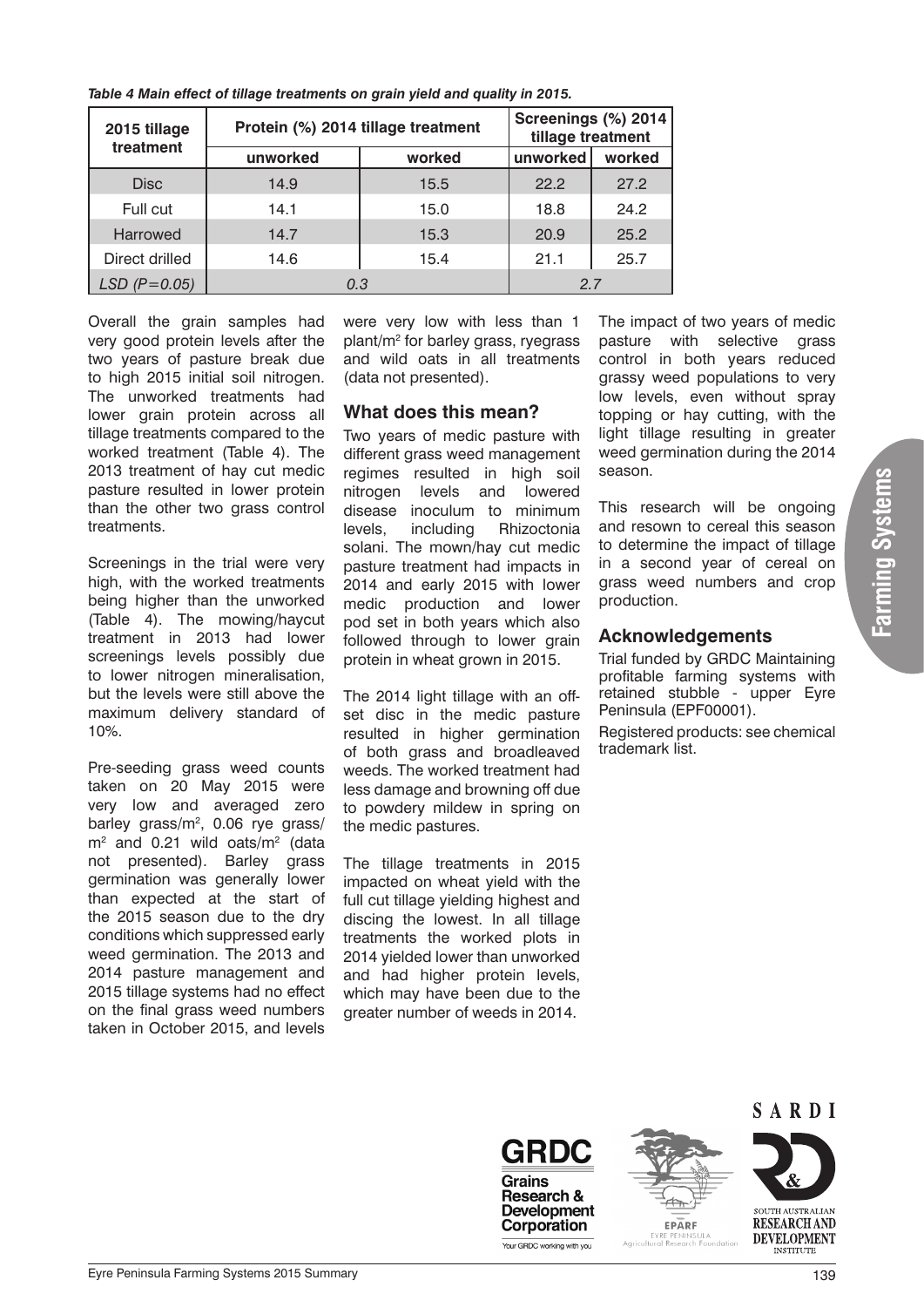*Table 4 Main effect of tillage treatments on grain yield and quality in 2015.*

| 2015 tillage treatment | Protein (%) 2014 tillage treatment | | Screenings (%) 2014 tillage treatment | |
|---|---|---|---|---|
| | unworked | worked | unworked | worked |
| Disc | 14.9 | 15.5 | 22.2 | 27.2 |
| Full cut | 14.1 | 15.0 | 18.8 | 24.2 |
| Harrowed | 14.7 | 15.3 | 20.9 | 25.2 |
| Direct drilled | 14.6 | 15.4 | 21.1 | 25.7 |
| *LSD (P=0.05)* | *0.3* | | *2.7* | |

Overall the grain samples had very good protein levels after the two years of pasture break due to high 2015 initial soil nitrogen. The unworked treatments had lower grain protein across all tillage treatments compared to the worked treatment (Table 4). The 2013 treatment of hay cut medic pasture resulted in lower protein than the other two grass control treatments.

Screenings in the trial were very high, with the worked treatments being higher than the unworked (Table 4). The mowing/haycut treatment in 2013 had lower screenings levels possibly due to lower nitrogen mineralisation, but the levels were still above the maximum delivery standard of 10%.

Pre-seeding grass weed counts taken on 20 May 2015 were very low and averaged zero barley grass/m$^2$, 0.06 rye grass/m$^2$ and 0.21 wild oats/m$^2$ (data not presented). Barley grass germination was generally lower than expected at the start of the 2015 season due to the dry conditions which suppressed early weed germination. The 2013 and 2014 pasture management and 2015 tillage systems had no effect on the final grass weed numbers taken in October 2015, and levels were very low with less than 1 plant/m$^2$ for barley grass, ryegrass and wild oats in all treatments (data not presented).

## What does this mean?

Two years of medic pasture with different grass weed management regimes resulted in high soil nitrogen levels and lowered disease inoculum to minimum levels, including Rhizoctonia solani. The mown/hay cut medic pasture treatment had impacts in 2014 and early 2015 with lower medic production and lower pod set in both years which also followed through to lower grain protein in wheat grown in 2015.

The 2014 light tillage with an off-set disc in the medic pasture resulted in higher germination of both grass and broadleaved weeds. The worked treatment had less damage and browning off due to powdery mildew in spring on the medic pastures.

The tillage treatments in 2015 impacted on wheat yield with the full cut tillage yielding highest and discing the lowest. In all tillage treatments the worked plots in 2014 yielded lower than unworked and had higher protein levels, which may have been due to the greater number of weeds in 2014.

The impact of two years of medic pasture with selective grass control in both years reduced grassy weed populations to very low levels, even without spray topping or hay cutting, with the light tillage resulting in greater weed germination during the 2014 season.

This research will be ongoing and resown to cereal this season to determine the impact of tillage in a second year of cereal on grass weed numbers and crop production.

## Acknowledgements

Trial funded by GRDC Maintaining profitable farming systems with retained stubble - upper Eyre Peninsula (EPF00001).

Registered products: see chemical trademark list.